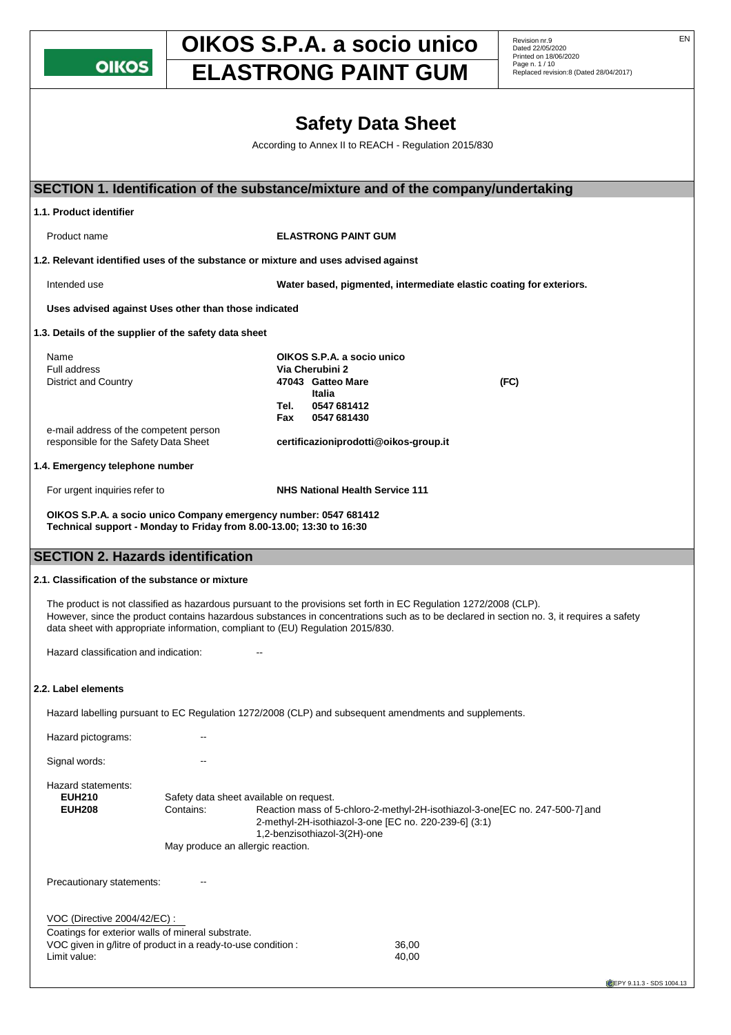# Safety Data Sheet

According to Annex II to REACH - Regulation 2015/830

## SECTION 1. Identification of the substance/mixture and of the company/undertaking

### 1.1. Product identifier

| | |
|---|---|
| Product name | **ELASTRONG PAINT GUM** |

### 1.2. Relevant identified uses of the substance or mixture and uses advised against

| | |
|---|---|
| Intended use | **Water based, pigmented, intermediate elastic coating for exteriors.** |

**Uses advised against Uses other than those indicated**

### 1.3. Details of the supplier of the safety data sheet

| | |
|---|---|
| Name | **OIKOS S.P.A. a socio unico** |
| Full address | **Via Cherubini 2** |
| District and Country | **47043 Gatteo Mare (FC)** |
| | **Italia** |
| | **Tel. 0547 681412** |
| | **Fax 0547 681430** |
| e-mail address of the competent person responsible for the Safety Data Sheet | **certificazioniprodotti@oikos-group.it** |

### 1.4. Emergency telephone number

| | |
|---|---|
| For urgent inquiries refer to | **NHS National Health Service 111** |

**OIKOS S.P.A. a socio unico Company emergency number: 0547 681412**
**Technical support - Monday to Friday from 8.00-13.00; 13:30 to 16:30**

## SECTION 2. Hazards identification

### 2.1. Classification of the substance or mixture

The product is not classified as hazardous pursuant to the provisions set forth in EC Regulation 1272/2008 (CLP).
However, since the product contains hazardous substances in concentrations such as to be declared in section no. 3, it requires a safety data sheet with appropriate information, compliant to (EU) Regulation 2015/830.

Hazard classification and indication: --

### 2.2. Label elements

Hazard labelling pursuant to EC Regulation 1272/2008 (CLP) and subsequent amendments and supplements.

Hazard pictograms: --

Signal words: --

Hazard statements:

| | | |
|---|---|---|
| **EUH210** | Safety data sheet available on request. | |
| **EUH208** | Contains: | Reaction mass of 5-chloro-2-methyl-2H-isothiazol-3-one[EC no. 247-500-7] and 2-methyl-2H-isothiazol-3-one [EC no. 220-239-6] (3:1) 1,2-benzisothiazol-3(2H)-one |
| | May produce an allergic reaction. | |

Precautionary statements: --

VOC (Directive 2004/42/EC) :
Coatings for exterior walls of mineral substrate.

| | |
|---|---|
| VOC given in g/litre of product in a ready-to-use condition : | 36,00 |
| Limit value: | 40,00 |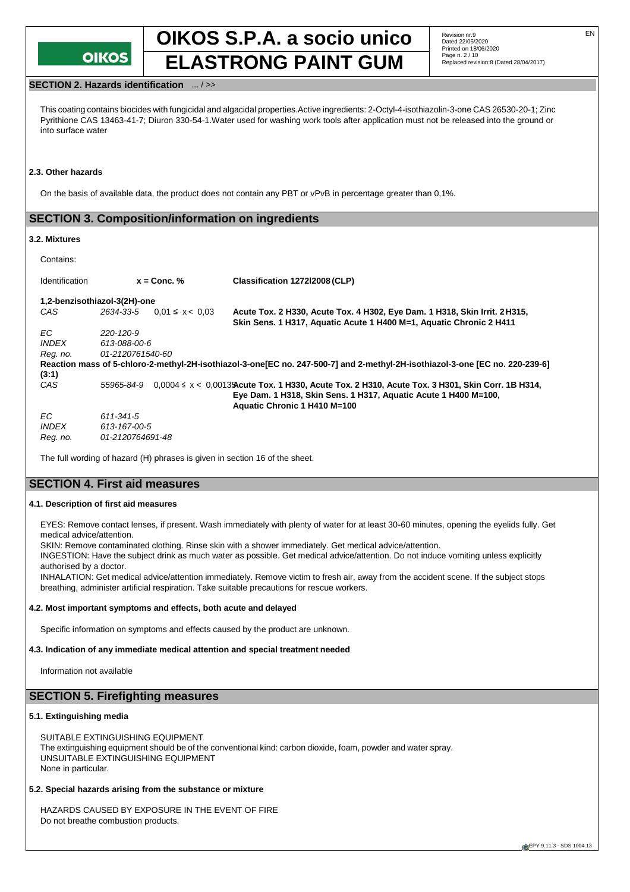## SECTION 2. Hazards identification ... / >>

This coating contains biocides with fungicidal and algacidal properties.Active ingredients: 2-Octyl-4-isothiazolin-3-one CAS 26530-20-1; Zinc Pyrithione CAS 13463-41-7; Diuron 330-54-1.Water used for washing work tools after application must not be released into the ground or into surface water

### 2.3. Other hazards

On the basis of available data, the product does not contain any PBT or vPvB in percentage greater than 0,1%.

## SECTION 3. Composition/information on ingredients

### 3.2. Mixtures

Contains:

| Identification | | x = Conc. % | Classification 1272/2008 (CLP) |
|---|---|---|---|
| **1,2-benzisothiazol-3(2H)-one** | | | |
| *CAS* | *2634-33-5* | 0,01 ≤ x < 0,03 | **Acute Tox. 2 H330, Acute Tox. 4 H302, Eye Dam. 1 H318, Skin Irrit. 2 H315, Skin Sens. 1 H317, Aquatic Acute 1 H400 M=1, Aquatic Chronic 2 H411** |
| *EC* | *220-120-9* | | |
| *INDEX* | *613-088-00-6* | | |
| *Reg. no.* | *01-2120761540-60* | | |
| **Reaction mass of 5-chloro-2-methyl-2H-isothiazol-3-one[EC no. 247-500-7] and 2-methyl-2H-isothiazol-3-one [EC no. 220-239-6] (3:1)** | | | |
| *CAS* | *55965-84-9* | 0,0004 ≤ x < 0,0013 | **Acute Tox. 1 H330, Acute Tox. 2 H310, Acute Tox. 3 H301, Skin Corr. 1B H314, Eye Dam. 1 H318, Skin Sens. 1 H317, Aquatic Acute 1 H400 M=100, Aquatic Chronic 1 H410 M=100** |
| *EC* | *611-341-5* | | |
| *INDEX* | *613-167-00-5* | | |
| *Reg. no.* | *01-2120764691-48* | | |

The full wording of hazard (H) phrases is given in section 16 of the sheet.

## SECTION 4. First aid measures

### 4.1. Description of first aid measures

EYES: Remove contact lenses, if present. Wash immediately with plenty of water for at least 30-60 minutes, opening the eyelids fully. Get medical advice/attention.
SKIN: Remove contaminated clothing. Rinse skin with a shower immediately. Get medical advice/attention.
INGESTION: Have the subject drink as much water as possible. Get medical advice/attention. Do not induce vomiting unless explicitly authorised by a doctor.
INHALATION: Get medical advice/attention immediately. Remove victim to fresh air, away from the accident scene. If the subject stops breathing, administer artificial respiration. Take suitable precautions for rescue workers.

### 4.2. Most important symptoms and effects, both acute and delayed

Specific information on symptoms and effects caused by the product are unknown.

### 4.3. Indication of any immediate medical attention and special treatment needed

Information not available

## SECTION 5. Firefighting measures

### 5.1. Extinguishing media

SUITABLE EXTINGUISHING EQUIPMENT
The extinguishing equipment should be of the conventional kind: carbon dioxide, foam, powder and water spray.
UNSUITABLE EXTINGUISHING EQUIPMENT
None in particular.

### 5.2. Special hazards arising from the substance or mixture

HAZARDS CAUSED BY EXPOSURE IN THE EVENT OF FIRE
Do not breathe combustion products.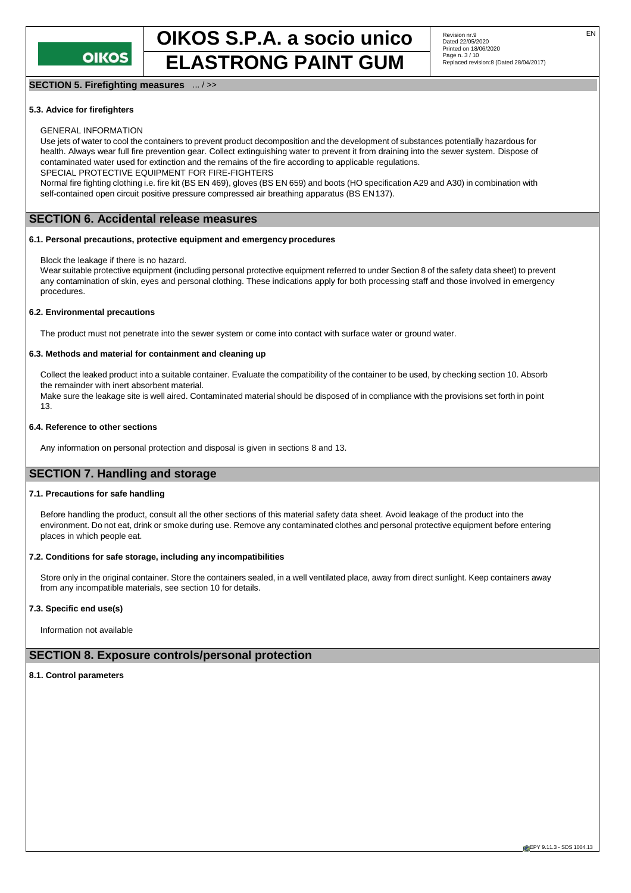**SECTION 5. Firefighting measures** ... / >>

#### 5.3. Advice for firefighters

GENERAL INFORMATION
Use jets of water to cool the containers to prevent product decomposition and the development of substances potentially hazardous for health. Always wear full fire prevention gear. Collect extinguishing water to prevent it from draining into the sewer system. Dispose of contaminated water used for extinction and the remains of the fire according to applicable regulations.
SPECIAL PROTECTIVE EQUIPMENT FOR FIRE-FIGHTERS
Normal fire fighting clothing i.e. fire kit (BS EN 469), gloves (BS EN 659) and boots (HO specification A29 and A30) in combination with self-contained open circuit positive pressure compressed air breathing apparatus (BS EN 137).

## SECTION 6. Accidental release measures

#### 6.1. Personal precautions, protective equipment and emergency procedures

Block the leakage if there is no hazard.
Wear suitable protective equipment (including personal protective equipment referred to under Section 8 of the safety data sheet) to prevent any contamination of skin, eyes and personal clothing. These indications apply for both processing staff and those involved in emergency procedures.

#### 6.2. Environmental precautions

The product must not penetrate into the sewer system or come into contact with surface water or ground water.

#### 6.3. Methods and material for containment and cleaning up

Collect the leaked product into a suitable container. Evaluate the compatibility of the container to be used, by checking section 10. Absorb the remainder with inert absorbent material.
Make sure the leakage site is well aired. Contaminated material should be disposed of in compliance with the provisions set forth in point 13.

#### 6.4. Reference to other sections

Any information on personal protection and disposal is given in sections 8 and 13.

## SECTION 7. Handling and storage

#### 7.1. Precautions for safe handling

Before handling the product, consult all the other sections of this material safety data sheet. Avoid leakage of the product into the environment. Do not eat, drink or smoke during use. Remove any contaminated clothes and personal protective equipment before entering places in which people eat.

#### 7.2. Conditions for safe storage, including any incompatibilities

Store only in the original container. Store the containers sealed, in a well ventilated place, away from direct sunlight. Keep containers away from any incompatible materials, see section 10 for details.

#### 7.3. Specific end use(s)

Information not available

## SECTION 8. Exposure controls/personal protection

#### 8.1. Control parameters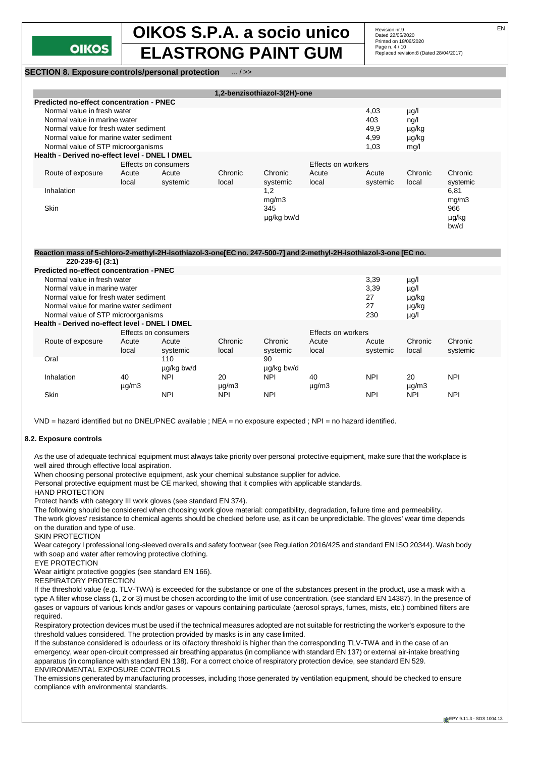**SECTION 8. Exposure controls/personal protection** ... / >>

| 1,2-benzisothiazol-3(2H)-one | | | | | | | | |
|---|---|---|---|---|---|---|---|---|
| **Predicted no-effect concentration - PNEC** | | | | | | | | |
| Normal value in fresh water | | | | | | 4,03 | µg/l | |
| Normal value in marine water | | | | | | 403 | ng/l | |
| Normal value for fresh water sediment | | | | | | 49,9 | µg/kg | |
| Normal value for marine water sediment | | | | | | 4,99 | µg/kg | |
| Normal value of STP microorganisms | | | | | | 1,03 | mg/l | |
| **Health - Derived no-effect level - DNEL / DMEL** | | | | | | | | |
| | Effects on consumers | | | | Effects on workers | | | |
| Route of exposure | Acute local | Acute systemic | Chronic local | Chronic systemic | Acute local | Acute systemic | Chronic local | Chronic systemic |
| Inhalation | | | | 1,2 mg/m3 | | | | 6,81 mg/m3 |
| Skin | | | | 345 µg/kg bw/d | | | | 966 µg/kg bw/d |

| Reaction mass of 5-chloro-2-methyl-2H-isothiazol-3-one[EC no. 247-500-7] and 2-methyl-2H-isothiazol-3-one [EC no. 220-239-6] (3:1) | | | | | | | | |
|---|---|---|---|---|---|---|---|---|
| **Predicted no-effect concentration - PNEC** | | | | | | | | |
| Normal value in fresh water | | | | | | 3,39 | µg/l | |
| Normal value in marine water | | | | | | 3,39 | µg/l | |
| Normal value for fresh water sediment | | | | | | 27 | µg/kg | |
| Normal value for marine water sediment | | | | | | 27 | µg/kg | |
| Normal value of STP microorganisms | | | | | | 230 | µg/l | |
| **Health - Derived no-effect level - DNEL / DMEL** | | | | | | | | |
| | Effects on consumers | | | | Effects on workers | | | |
| Route of exposure | Acute local | Acute systemic | Chronic local | Chronic systemic | Acute local | Acute systemic | Chronic local | Chronic systemic |
| Oral | | 110 µg/kg bw/d | | 90 µg/kg bw/d | | | | |
| Inhalation | 40 µg/m3 | NPI | 20 µg/m3 | NPI | 40 µg/m3 | NPI | 20 µg/m3 | NPI |
| Skin | | NPI | NPI | NPI | | NPI | NPI | NPI |

VND = hazard identified but no DNEL/PNEC available ; NEA = no exposure expected ; NPI = no hazard identified.

### 8.2. Exposure controls

As the use of adequate technical equipment must always take priority over personal protective equipment, make sure that the workplace is well aired through effective local aspiration.

When choosing personal protective equipment, ask your chemical substance supplier for advice.

Personal protective equipment must be CE marked, showing that it complies with applicable standards.

HAND PROTECTION

Protect hands with category III work gloves (see standard EN 374).

The following should be considered when choosing work glove material: compatibility, degradation, failure time and permeability.

The work gloves' resistance to chemical agents should be checked before use, as it can be unpredictable. The gloves' wear time depends on the duration and type of use.

SKIN PROTECTION

Wear category I professional long-sleeved overalls and safety footwear (see Regulation 2016/425 and standard EN ISO 20344). Wash body with soap and water after removing protective clothing.

EYE PROTECTION

Wear airtight protective goggles (see standard EN 166).

RESPIRATORY PROTECTION

If the threshold value (e.g. TLV-TWA) is exceeded for the substance or one of the substances present in the product, use a mask with a type A filter whose class (1, 2 or 3) must be chosen according to the limit of use concentration. (see standard EN 14387). In the presence of gases or vapours of various kinds and/or gases or vapours containing particulate (aerosol sprays, fumes, mists, etc.) combined filters are required.

Respiratory protection devices must be used if the technical measures adopted are not suitable for restricting the worker's exposure to the threshold values considered. The protection provided by masks is in any case limited.

If the substance considered is odourless or its olfactory threshold is higher than the corresponding TLV-TWA and in the case of an emergency, wear open-circuit compressed air breathing apparatus (in compliance with standard EN 137) or external air-intake breathing apparatus (in compliance with standard EN 138). For a correct choice of respiratory protection device, see standard EN 529.

ENVIRONMENTAL EXPOSURE CONTROLS

The emissions generated by manufacturing processes, including those generated by ventilation equipment, should be checked to ensure compliance with environmental standards.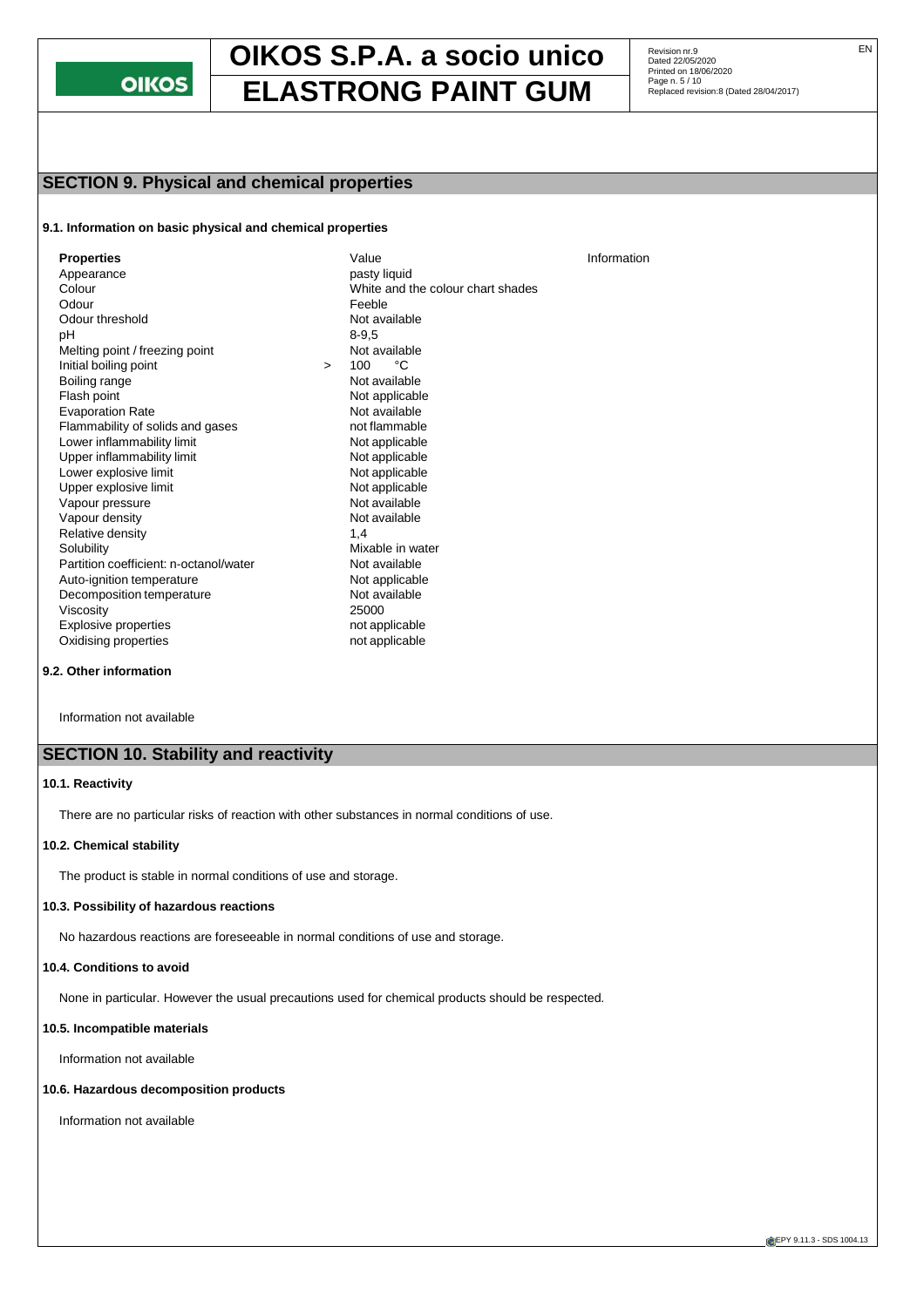## SECTION 9. Physical and chemical properties

### 9.1. Information on basic physical and chemical properties

| Properties | Value | Information |
| --- | --- | --- |
| Appearance | pasty liquid | |
| Colour | White and the colour chart shades | |
| Odour | Feeble | |
| Odour threshold | Not available | |
| pH | 8-9,5 | |
| Melting point / freezing point | Not available | |
| Initial boiling point | > 100 °C | |
| Boiling range | Not available | |
| Flash point | Not applicable | |
| Evaporation Rate | Not available | |
| Flammability of solids and gases | not flammable | |
| Lower inflammability limit | Not applicable | |
| Upper inflammability limit | Not applicable | |
| Lower explosive limit | Not applicable | |
| Upper explosive limit | Not applicable | |
| Vapour pressure | Not available | |
| Vapour density | Not available | |
| Relative density | 1,4 | |
| Solubility | Mixable in water | |
| Partition coefficient: n-octanol/water | Not available | |
| Auto-ignition temperature | Not applicable | |
| Decomposition temperature | Not available | |
| Viscosity | 25000 | |
| Explosive properties | not applicable | |
| Oxidising properties | not applicable | |

### 9.2. Other information

Information not available

## SECTION 10. Stability and reactivity

### 10.1. Reactivity

There are no particular risks of reaction with other substances in normal conditions of use.

### 10.2. Chemical stability

The product is stable in normal conditions of use and storage.

### 10.3. Possibility of hazardous reactions

No hazardous reactions are foreseeable in normal conditions of use and storage.

### 10.4. Conditions to avoid

None in particular. However the usual precautions used for chemical products should be respected.

### 10.5. Incompatible materials

Information not available

### 10.6. Hazardous decomposition products

Information not available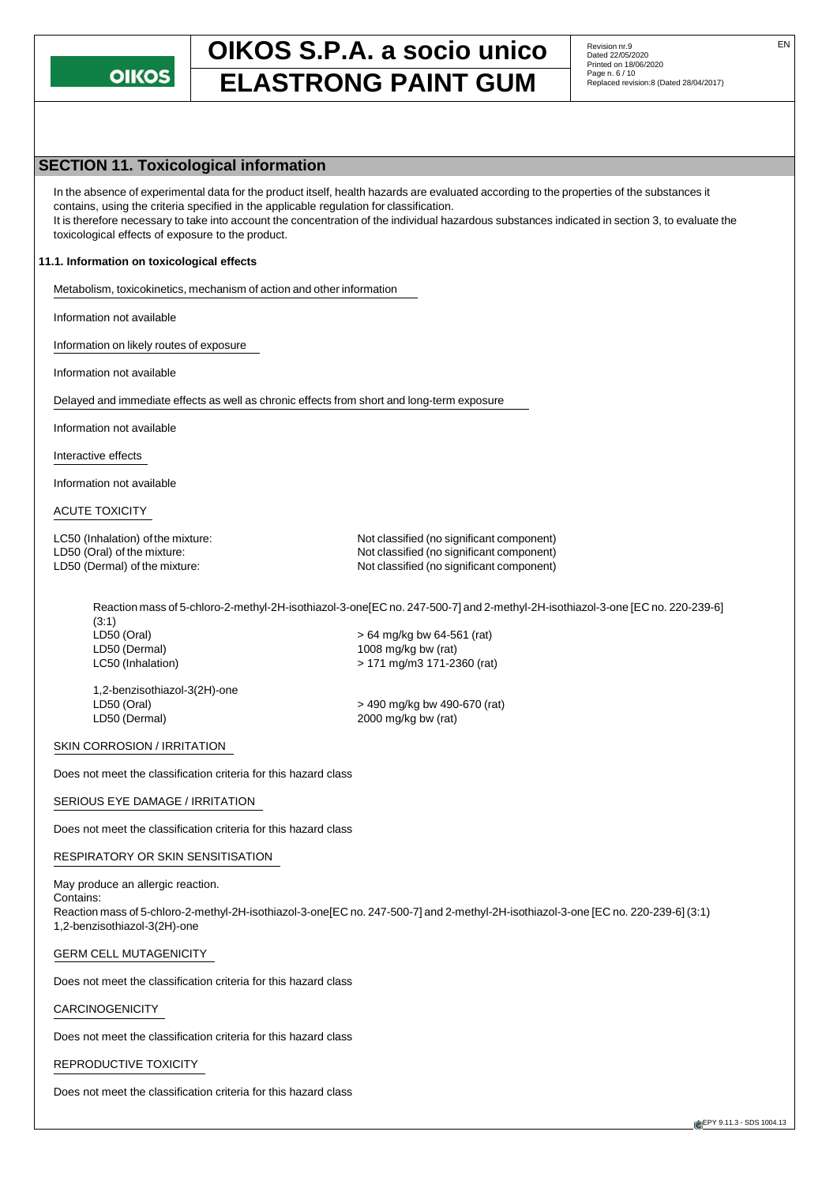## SECTION 11. Toxicological information

In the absence of experimental data for the product itself, health hazards are evaluated according to the properties of the substances it contains, using the criteria specified in the applicable regulation for classification.
It is therefore necessary to take into account the concentration of the individual hazardous substances indicated in section 3, to evaluate the toxicological effects of exposure to the product.

### 11.1. Information on toxicological effects

Metabolism, toxicokinetics, mechanism of action and other information

Information not available

Information on likely routes of exposure

Information not available

Delayed and immediate effects as well as chronic effects from short and long-term exposure

Information not available

Interactive effects

Information not available

ACUTE TOXICITY

| | |
|---|---|
| LC50 (Inhalation) of the mixture: | Not classified (no significant component) |
| LD50 (Oral) of the mixture: | Not classified (no significant component) |
| LD50 (Dermal) of the mixture: | Not classified (no significant component) |

Reaction mass of 5-chloro-2-methyl-2H-isothiazol-3-one[EC no. 247-500-7] and 2-methyl-2H-isothiazol-3-one [EC no. 220-239-6] (3:1)

| | |
|---|---|
| LD50 (Oral) | > 64 mg/kg bw 64-561 (rat) |
| LD50 (Dermal) | 1008 mg/kg bw (rat) |
| LC50 (Inhalation) | > 171 mg/m3 171-2360 (rat) |

1,2-benzisothiazol-3(2H)-one

| | |
|---|---|
| LD50 (Oral) | > 490 mg/kg bw 490-670 (rat) |
| LD50 (Dermal) | 2000 mg/kg bw (rat) |

SKIN CORROSION / IRRITATION

Does not meet the classification criteria for this hazard class

SERIOUS EYE DAMAGE / IRRITATION

Does not meet the classification criteria for this hazard class

RESPIRATORY OR SKIN SENSITISATION

May produce an allergic reaction.
Contains:
Reaction mass of 5-chloro-2-methyl-2H-isothiazol-3-one[EC no. 247-500-7] and 2-methyl-2H-isothiazol-3-one [EC no. 220-239-6] (3:1)
1,2-benzisothiazol-3(2H)-one

GERM CELL MUTAGENICITY

Does not meet the classification criteria for this hazard class

CARCINOGENICITY

Does not meet the classification criteria for this hazard class

REPRODUCTIVE TOXICITY

Does not meet the classification criteria for this hazard class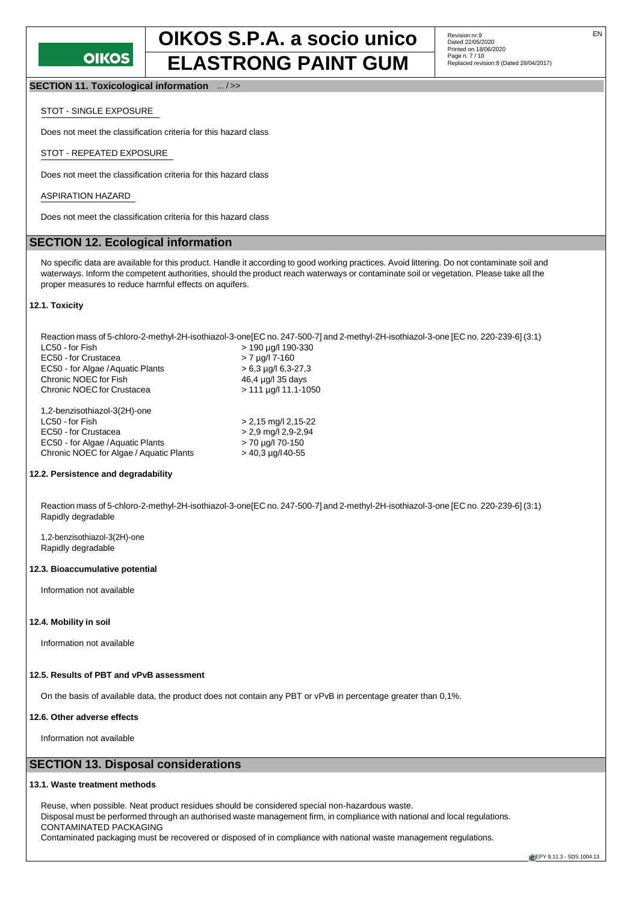**SECTION 11. Toxicological information** ... / >>

STOT - SINGLE EXPOSURE

Does not meet the classification criteria for this hazard class

STOT - REPEATED EXPOSURE

Does not meet the classification criteria for this hazard class

ASPIRATION HAZARD

Does not meet the classification criteria for this hazard class

## SECTION 12. Ecological information

No specific data are available for this product. Handle it according to good working practices. Avoid littering. Do not contaminate soil and waterways. Inform the competent authorities, should the product reach waterways or contaminate soil or vegetation. Please take all the proper measures to reduce harmful effects on aquifers.

### 12.1. Toxicity

Reaction mass of 5-chloro-2-methyl-2H-isothiazol-3-one[EC no. 247-500-7] and 2-methyl-2H-isothiazol-3-one [EC no. 220-239-6] (3:1)

| | |
|---|---|
| LC50 - for Fish | > 190 µg/l 190-330 |
| EC50 - for Crustacea | > 7 µg/l 7-160 |
| EC50 - for Algae / Aquatic Plants | > 6,3 µg/l 6,3-27,3 |
| Chronic NOEC for Fish | 46,4 µg/l 35 days |
| Chronic NOEC for Crustacea | > 111 µg/l 11.1-1050 |

1,2-benzisothiazol-3(2H)-one

| | |
|---|---|
| LC50 - for Fish | > 2,15 mg/l 2,15-22 |
| EC50 - for Crustacea | > 2,9 mg/l 2,9-2,94 |
| EC50 - for Algae / Aquatic Plants | > 70 µg/l 70-150 |
| Chronic NOEC for Algae / Aquatic Plants | > 40,3 µg/l 40-55 |

### 12.2. Persistence and degradability

Reaction mass of 5-chloro-2-methyl-2H-isothiazol-3-one[EC no. 247-500-7] and 2-methyl-2H-isothiazol-3-one [EC no. 220-239-6] (3:1)
Rapidly degradable

1,2-benzisothiazol-3(2H)-one
Rapidly degradable

### 12.3. Bioaccumulative potential

Information not available

### 12.4. Mobility in soil

Information not available

### 12.5. Results of PBT and vPvB assessment

On the basis of available data, the product does not contain any PBT or vPvB in percentage greater than 0,1%.

### 12.6. Other adverse effects

Information not available

## SECTION 13. Disposal considerations

### 13.1. Waste treatment methods

Reuse, when possible. Neat product residues should be considered special non-hazardous waste.
Disposal must be performed through an authorised waste management firm, in compliance with national and local regulations.
CONTAMINATED PACKAGING
Contaminated packaging must be recovered or disposed of in compliance with national waste management regulations.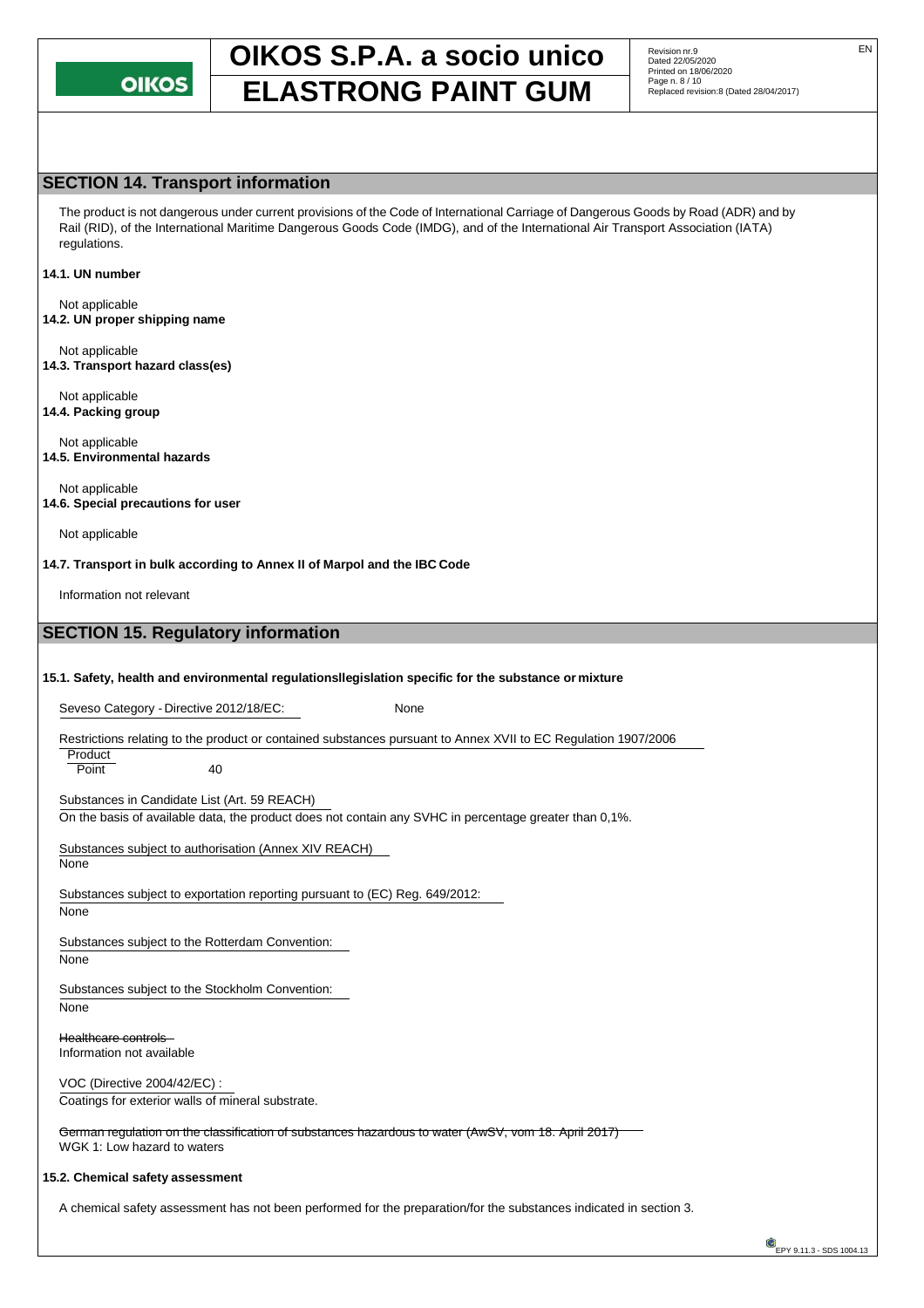## SECTION 14. Transport information

The product is not dangerous under current provisions of the Code of International Carriage of Dangerous Goods by Road (ADR) and by Rail (RID), of the International Maritime Dangerous Goods Code (IMDG), and of the International Air Transport Association (IATA) regulations.

**14.1. UN number**

Not applicable

**14.2. UN proper shipping name**

Not applicable

**14.3. Transport hazard class(es)**

Not applicable

**14.4. Packing group**

Not applicable

**14.5. Environmental hazards**

Not applicable

**14.6. Special precautions for user**

Not applicable

**14.7. Transport in bulk according to Annex II of Marpol and the IBC Code**

Information not relevant

## SECTION 15. Regulatory information

**15.1. Safety, health and environmental regulationsllegislation specific for the substance or mixture**

Seveso Category - Directive 2012/18/EC: None

Restrictions relating to the product or contained substances pursuant to Annex XVII to EC Regulation 1907/2006

Product
Point 40

Substances in Candidate List (Art. 59 REACH)
On the basis of available data, the product does not contain any SVHC in percentage greater than 0,1%.

Substances subject to authorisation (Annex XIV REACH)
None

Substances subject to exportation reporting pursuant to (EC) Reg. 649/2012:
None

Substances subject to the Rotterdam Convention:
None

Substances subject to the Stockholm Convention:
None

Healthcare controls
Information not available

VOC (Directive 2004/42/EC) :
Coatings for exterior walls of mineral substrate.

German regulation on the classification of substances hazardous to water (AwSV, vom 18. April 2017)
WGK 1: Low hazard to waters

**15.2. Chemical safety assessment**

A chemical safety assessment has not been performed for the preparation/for the substances indicated in section 3.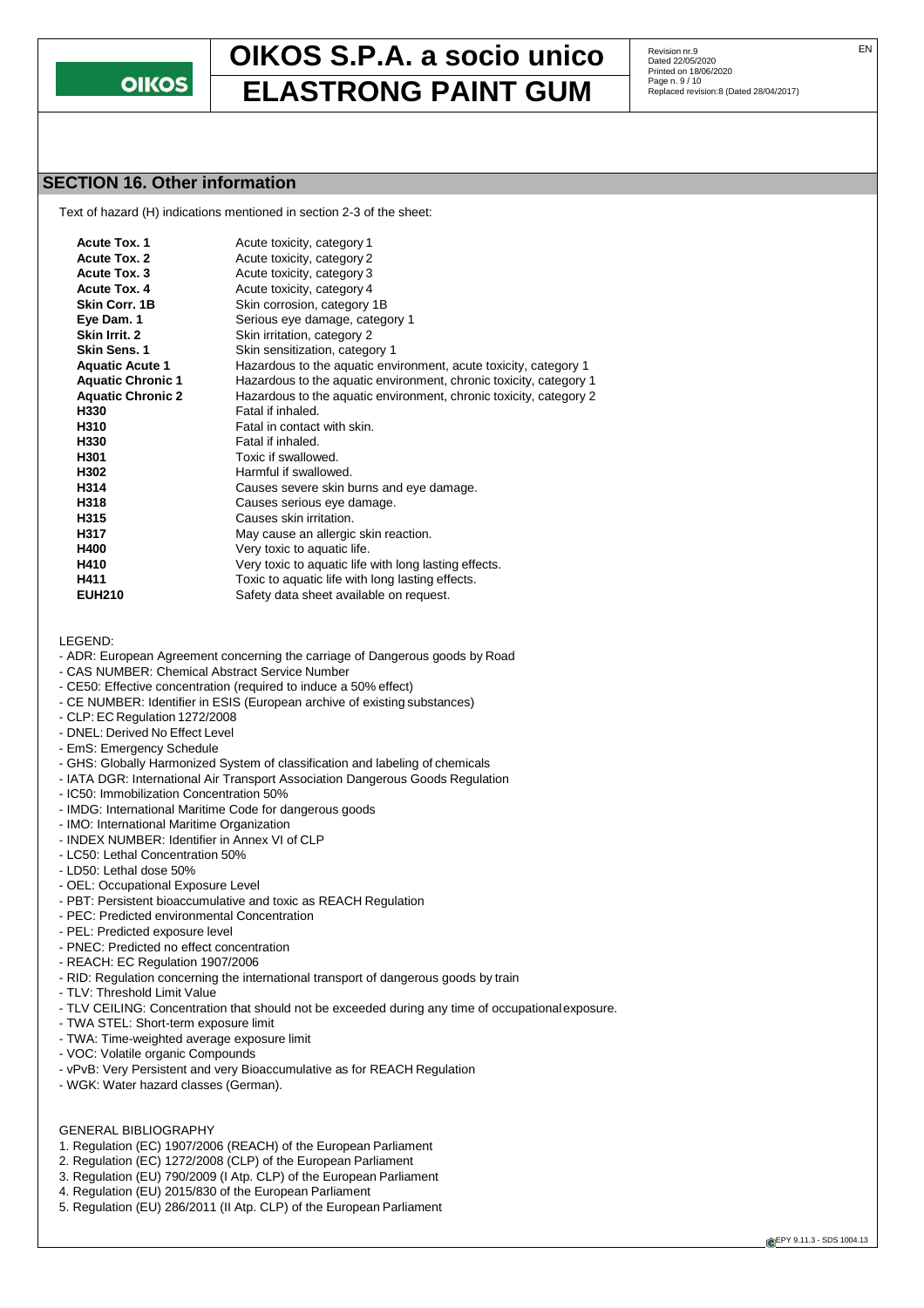## SECTION 16. Other information

Text of hazard (H) indications mentioned in section 2-3 of the sheet:

| | |
|---|---|
| **Acute Tox. 1** | Acute toxicity, category 1 |
| **Acute Tox. 2** | Acute toxicity, category 2 |
| **Acute Tox. 3** | Acute toxicity, category 3 |
| **Acute Tox. 4** | Acute toxicity, category 4 |
| **Skin Corr. 1B** | Skin corrosion, category 1B |
| **Eye Dam. 1** | Serious eye damage, category 1 |
| **Skin Irrit. 2** | Skin irritation, category 2 |
| **Skin Sens. 1** | Skin sensitization, category 1 |
| **Aquatic Acute 1** | Hazardous to the aquatic environment, acute toxicity, category 1 |
| **Aquatic Chronic 1** | Hazardous to the aquatic environment, chronic toxicity, category 1 |
| **Aquatic Chronic 2** | Hazardous to the aquatic environment, chronic toxicity, category 2 |
| **H330** | Fatal if inhaled. |
| **H310** | Fatal in contact with skin. |
| **H330** | Fatal if inhaled. |
| **H301** | Toxic if swallowed. |
| **H302** | Harmful if swallowed. |
| **H314** | Causes severe skin burns and eye damage. |
| **H318** | Causes serious eye damage. |
| **H315** | Causes skin irritation. |
| **H317** | May cause an allergic skin reaction. |
| **H400** | Very toxic to aquatic life. |
| **H410** | Very toxic to aquatic life with long lasting effects. |
| **H411** | Toxic to aquatic life with long lasting effects. |
| **EUH210** | Safety data sheet available on request. |

LEGEND:

- ADR: European Agreement concerning the carriage of Dangerous goods by Road
- CAS NUMBER: Chemical Abstract Service Number
- CE50: Effective concentration (required to induce a 50% effect)
- CE NUMBER: Identifier in ESIS (European archive of existing substances)
- CLP: EC Regulation 1272/2008
- DNEL: Derived No Effect Level
- EmS: Emergency Schedule
- GHS: Globally Harmonized System of classification and labeling of chemicals
- IATA DGR: International Air Transport Association Dangerous Goods Regulation
- IC50: Immobilization Concentration 50%
- IMDG: International Maritime Code for dangerous goods
- IMO: International Maritime Organization
- INDEX NUMBER: Identifier in Annex VI of CLP
- LC50: Lethal Concentration 50%
- LD50: Lethal dose 50%
- OEL: Occupational Exposure Level
- PBT: Persistent bioaccumulative and toxic as REACH Regulation
- PEC: Predicted environmental Concentration
- PEL: Predicted exposure level
- PNEC: Predicted no effect concentration
- REACH: EC Regulation 1907/2006
- RID: Regulation concerning the international transport of dangerous goods by train
- TLV: Threshold Limit Value
- TLV CEILING: Concentration that should not be exceeded during any time of occupational exposure.
- TWA STEL: Short-term exposure limit
- TWA: Time-weighted average exposure limit
- VOC: Volatile organic Compounds
- vPvB: Very Persistent and very Bioaccumulative as for REACH Regulation
- WGK: Water hazard classes (German).

GENERAL BIBLIOGRAPHY

1. Regulation (EC) 1907/2006 (REACH) of the European Parliament
2. Regulation (EC) 1272/2008 (CLP) of the European Parliament
3. Regulation (EU) 790/2009 (I Atp. CLP) of the European Parliament
4. Regulation (EU) 2015/830 of the European Parliament
5. Regulation (EU) 286/2011 (II Atp. CLP) of the European Parliament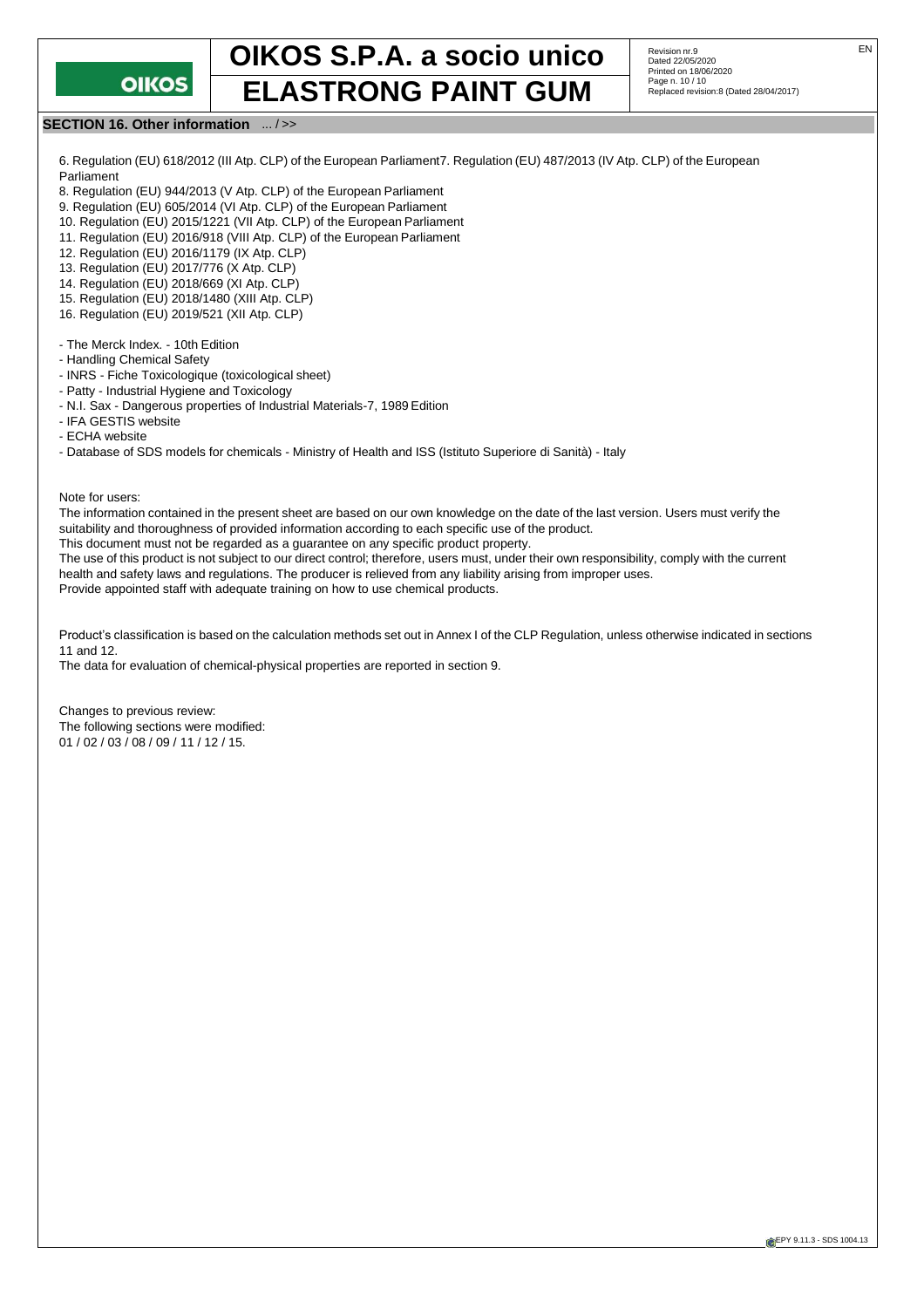## SECTION 16. Other information ... / >>

6. Regulation (EU) 618/2012 (III Atp. CLP) of the European Parliament7. Regulation (EU) 487/2013 (IV Atp. CLP) of the European Parliament
8. Regulation (EU) 944/2013 (V Atp. CLP) of the European Parliament
9. Regulation (EU) 605/2014 (VI Atp. CLP) of the European Parliament
10. Regulation (EU) 2015/1221 (VII Atp. CLP) of the European Parliament
11. Regulation (EU) 2016/918 (VIII Atp. CLP) of the European Parliament
12. Regulation (EU) 2016/1179 (IX Atp. CLP)
13. Regulation (EU) 2017/776 (X Atp. CLP)
14. Regulation (EU) 2018/669 (XI Atp. CLP)
15. Regulation (EU) 2018/1480 (XIII Atp. CLP)
16. Regulation (EU) 2019/521 (XII Atp. CLP)

- The Merck Index. - 10th Edition
- Handling Chemical Safety
- INRS - Fiche Toxicologique (toxicological sheet)
- Patty - Industrial Hygiene and Toxicology
- N.I. Sax - Dangerous properties of Industrial Materials-7, 1989 Edition
- IFA GESTIS website
- ECHA website
- Database of SDS models for chemicals - Ministry of Health and ISS (Istituto Superiore di Sanità) - Italy

Note for users:
The information contained in the present sheet are based on our own knowledge on the date of the last version. Users must verify the suitability and thoroughness of provided information according to each specific use of the product.
This document must not be regarded as a guarantee on any specific product property.
The use of this product is not subject to our direct control; therefore, users must, under their own responsibility, comply with the current health and safety laws and regulations. The producer is relieved from any liability arising from improper uses.
Provide appointed staff with adequate training on how to use chemical products.

Product's classification is based on the calculation methods set out in Annex I of the CLP Regulation, unless otherwise indicated in sections 11 and 12.
The data for evaluation of chemical-physical properties are reported in section 9.

Changes to previous review:
The following sections were modified:
01 / 02 / 03 / 08 / 09 / 11 / 12 / 15.